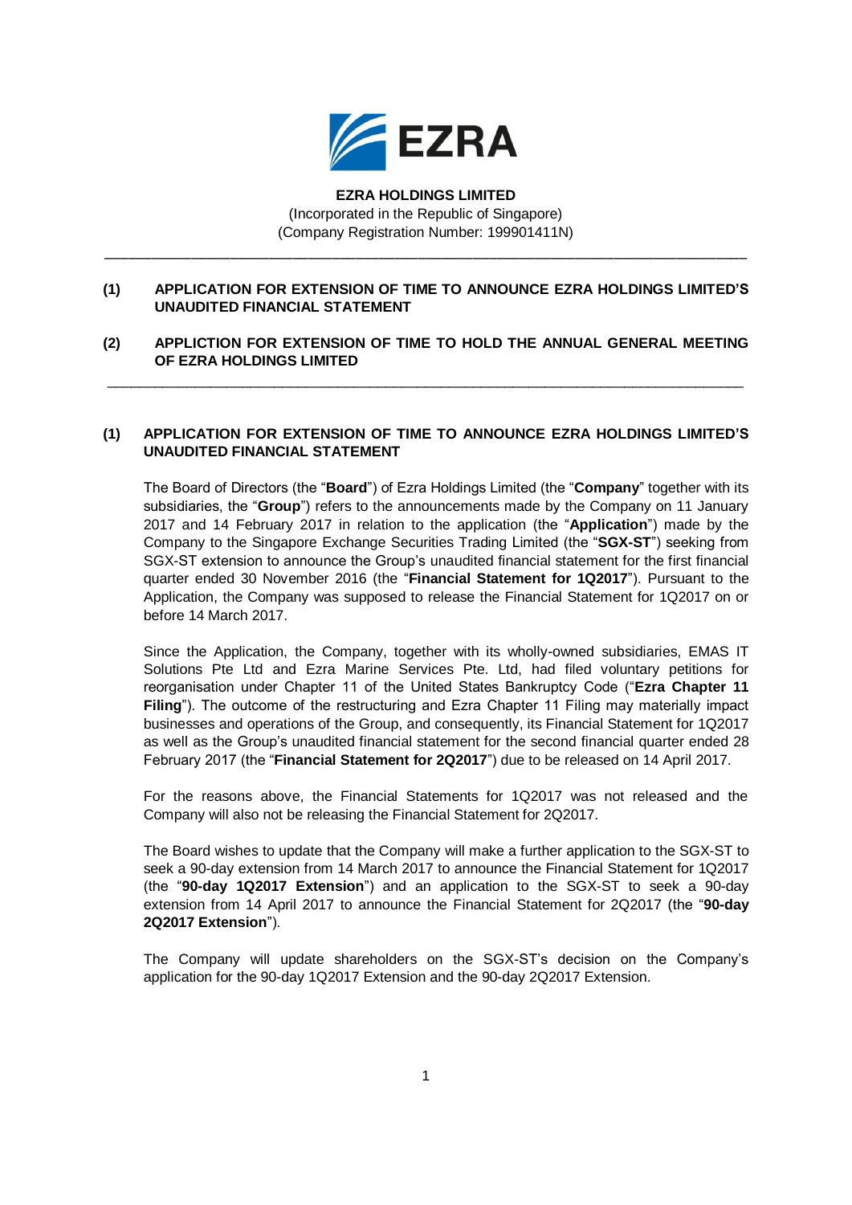**EZRA HOLDINGS LIMITED**
(Incorporated in the Republic of Singapore)
(Company Registration Number: 199901411N)

---

**(1) APPLICATION FOR EXTENSION OF TIME TO ANNOUNCE EZRA HOLDINGS LIMITED'S UNAUDITED FINANCIAL STATEMENT**

**(2) APPLICTION FOR EXTENSION OF TIME TO HOLD THE ANNUAL GENERAL MEETING OF EZRA HOLDINGS LIMITED**

---

## (1) APPLICATION FOR EXTENSION OF TIME TO ANNOUNCE EZRA HOLDINGS LIMITED'S UNAUDITED FINANCIAL STATEMENT

The Board of Directors (the "**Board**") of Ezra Holdings Limited (the "**Company**" together with its subsidiaries, the "**Group**") refers to the announcements made by the Company on 11 January 2017 and 14 February 2017 in relation to the application (the "**Application**") made by the Company to the Singapore Exchange Securities Trading Limited (the "**SGX-ST**") seeking from SGX-ST extension to announce the Group's unaudited financial statement for the first financial quarter ended 30 November 2016 (the "**Financial Statement for 1Q2017**"). Pursuant to the Application, the Company was supposed to release the Financial Statement for 1Q2017 on or before 14 March 2017.

Since the Application, the Company, together with its wholly-owned subsidiaries, EMAS IT Solutions Pte Ltd and Ezra Marine Services Pte. Ltd, had filed voluntary petitions for reorganisation under Chapter 11 of the United States Bankruptcy Code ("**Ezra Chapter 11 Filing**"). The outcome of the restructuring and Ezra Chapter 11 Filing may materially impact businesses and operations of the Group, and consequently, its Financial Statement for 1Q2017 as well as the Group's unaudited financial statement for the second financial quarter ended 28 February 2017 (the "**Financial Statement for 2Q2017**") due to be released on 14 April 2017.

For the reasons above, the Financial Statements for 1Q2017 was not released and the Company will also not be releasing the Financial Statement for 2Q2017.

The Board wishes to update that the Company will make a further application to the SGX-ST to seek a 90-day extension from 14 March 2017 to announce the Financial Statement for 1Q2017 (the "**90-day 1Q2017 Extension**") and an application to the SGX-ST to seek a 90-day extension from 14 April 2017 to announce the Financial Statement for 2Q2017 (the "**90-day 2Q2017 Extension**").

The Company will update shareholders on the SGX-ST's decision on the Company's application for the 90-day 1Q2017 Extension and the 90-day 2Q2017 Extension.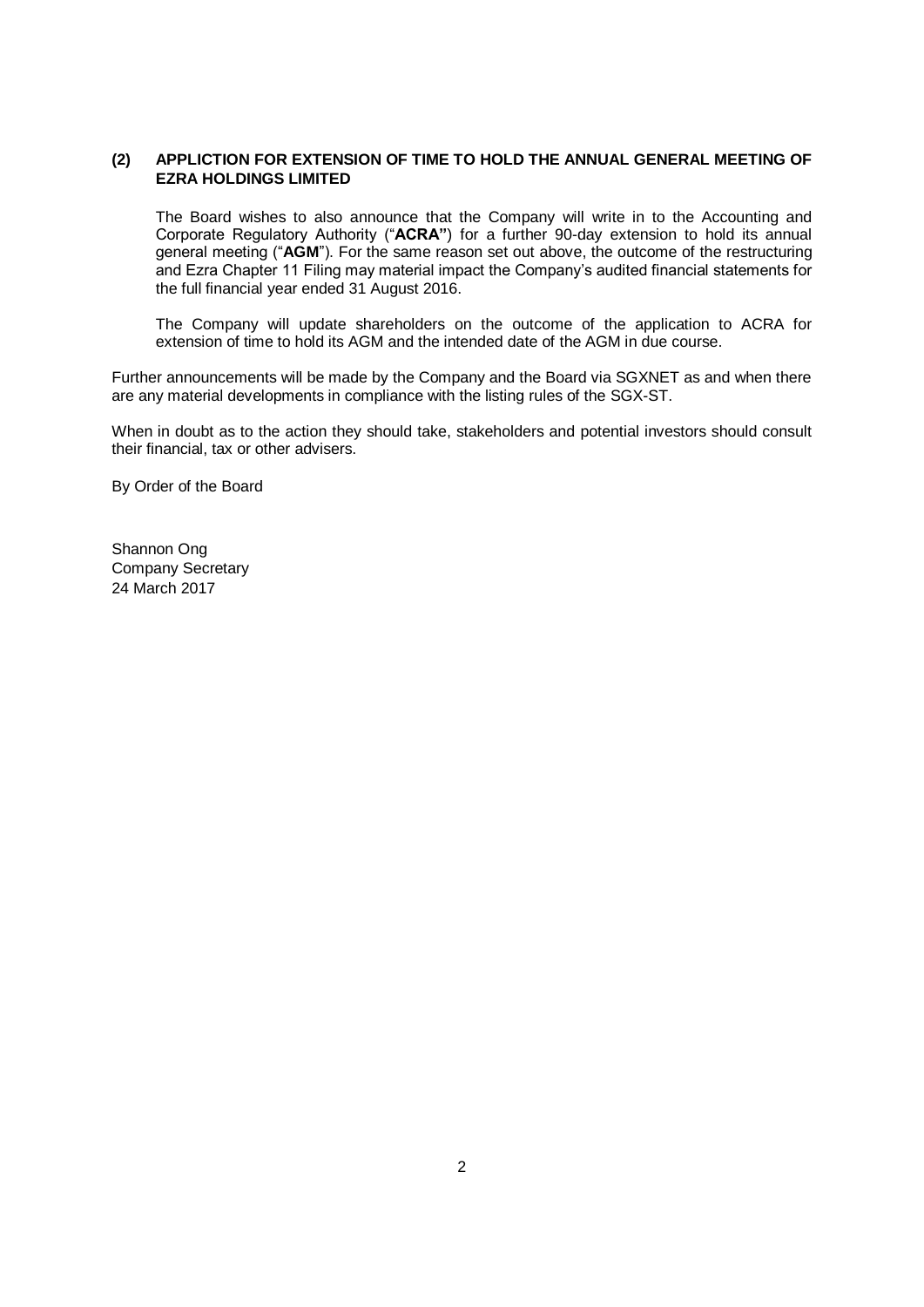## (2) APPLICTION FOR EXTENSION OF TIME TO HOLD THE ANNUAL GENERAL MEETING OF EZRA HOLDINGS LIMITED

The Board wishes to also announce that the Company will write in to the Accounting and Corporate Regulatory Authority ("**ACRA"**) for a further 90-day extension to hold its annual general meeting ("**AGM**"). For the same reason set out above, the outcome of the restructuring and Ezra Chapter 11 Filing may material impact the Company's audited financial statements for the full financial year ended 31 August 2016.

The Company will update shareholders on the outcome of the application to ACRA for extension of time to hold its AGM and the intended date of the AGM in due course.

Further announcements will be made by the Company and the Board via SGXNET as and when there are any material developments in compliance with the listing rules of the SGX-ST.

When in doubt as to the action they should take, stakeholders and potential investors should consult their financial, tax or other advisers.

By Order of the Board

Shannon Ong
Company Secretary
24 March 2017